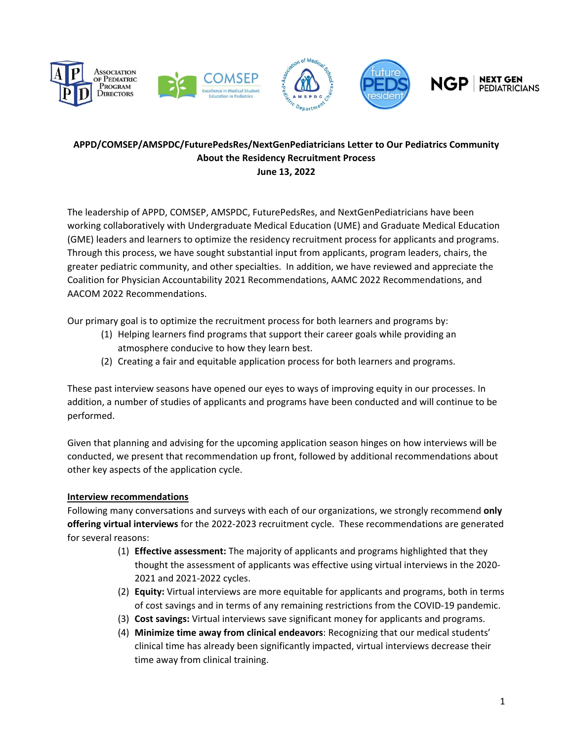**APPD/COMSEP/AMSPDC/FuturePedsRes/NextGenPediatricians Letter to Our Pediatrics Community About the Residency Recruitment Process**

**June 13, 2022**

The leadership of APPD, COMSEP, AMSPDC, FuturePedsRes, and NextGenPediatricians have been working collaboratively with Undergraduate Medical Education (UME) and Graduate Medical Education (GME) leaders and learners to optimize the residency recruitment process for applicants and programs. Through this process, we have sought substantial input from applicants, program leaders, chairs, the greater pediatric community, and other specialties. In addition, we have reviewed and appreciate the Coalition for Physician Accountability 2021 Recommendations, AAMC 2022 Recommendations, and AACOM 2022 Recommendations.

Our primary goal is to optimize the recruitment process for both learners and programs by:

(1) Helping learners find programs that support their career goals while providing an atmosphere conducive to how they learn best.
(2) Creating a fair and equitable application process for both learners and programs.

These past interview seasons have opened our eyes to ways of improving equity in our processes. In addition, a number of studies of applicants and programs have been conducted and will continue to be performed.

Given that planning and advising for the upcoming application season hinges on how interviews will be conducted, we present that recommendation up front, followed by additional recommendations about other key aspects of the application cycle.

**Interview recommendations**

Following many conversations and surveys with each of our organizations, we strongly recommend **only offering virtual interviews** for the 2022-2023 recruitment cycle. These recommendations are generated for several reasons:

(1) **Effective assessment:** The majority of applicants and programs highlighted that they thought the assessment of applicants was effective using virtual interviews in the 2020-2021 and 2021-2022 cycles.
(2) **Equity:** Virtual interviews are more equitable for applicants and programs, both in terms of cost savings and in terms of any remaining restrictions from the COVID-19 pandemic.
(3) **Cost savings:** Virtual interviews save significant money for applicants and programs.
(4) **Minimize time away from clinical endeavors**: Recognizing that our medical students' clinical time has already been significantly impacted, virtual interviews decrease their time away from clinical training.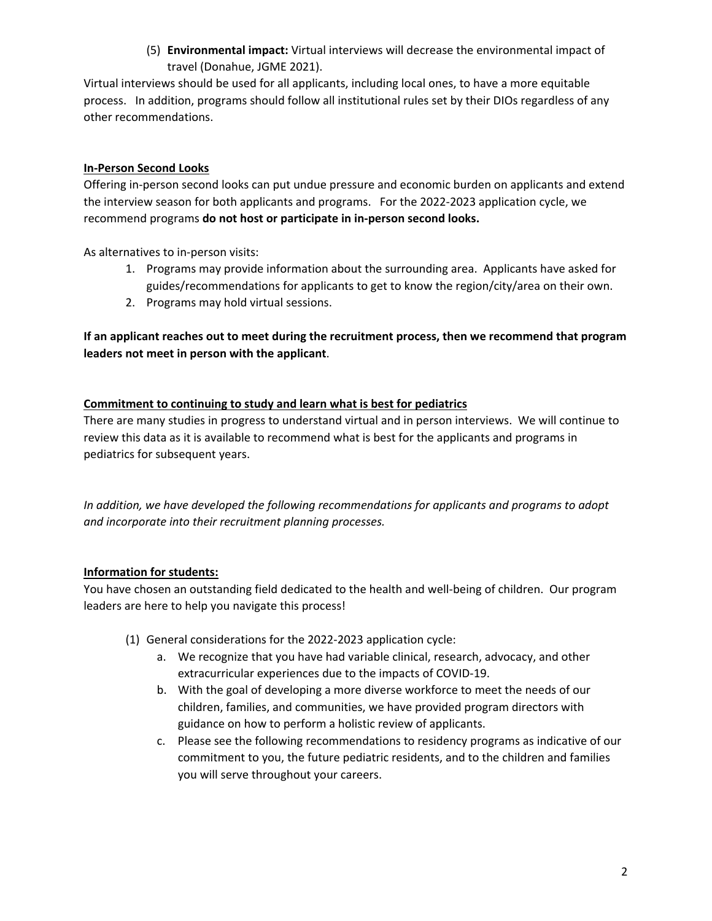(5) **Environmental impact:** Virtual interviews will decrease the environmental impact of travel (Donahue, JGME 2021).

Virtual interviews should be used for all applicants, including local ones, to have a more equitable process. In addition, programs should follow all institutional rules set by their DIOs regardless of any other recommendations.

**In-Person Second Looks**

Offering in-person second looks can put undue pressure and economic burden on applicants and extend the interview season for both applicants and programs. For the 2022-2023 application cycle, we recommend programs **do not host or participate in in-person second looks.**

As alternatives to in-person visits:

1. Programs may provide information about the surrounding area. Applicants have asked for guides/recommendations for applicants to get to know the region/city/area on their own.
2. Programs may hold virtual sessions.

**If an applicant reaches out to meet during the recruitment process, then we recommend that program leaders not meet in person with the applicant**.

**Commitment to continuing to study and learn what is best for pediatrics**

There are many studies in progress to understand virtual and in person interviews. We will continue to review this data as it is available to recommend what is best for the applicants and programs in pediatrics for subsequent years.

*In addition, we have developed the following recommendations for applicants and programs to adopt and incorporate into their recruitment planning processes.*

**Information for students:**

You have chosen an outstanding field dedicated to the health and well-being of children. Our program leaders are here to help you navigate this process!

(1) General considerations for the 2022-2023 application cycle:
   a. We recognize that you have had variable clinical, research, advocacy, and other extracurricular experiences due to the impacts of COVID-19.
   b. With the goal of developing a more diverse workforce to meet the needs of our children, families, and communities, we have provided program directors with guidance on how to perform a holistic review of applicants.
   c. Please see the following recommendations to residency programs as indicative of our commitment to you, the future pediatric residents, and to the children and families you will serve throughout your careers.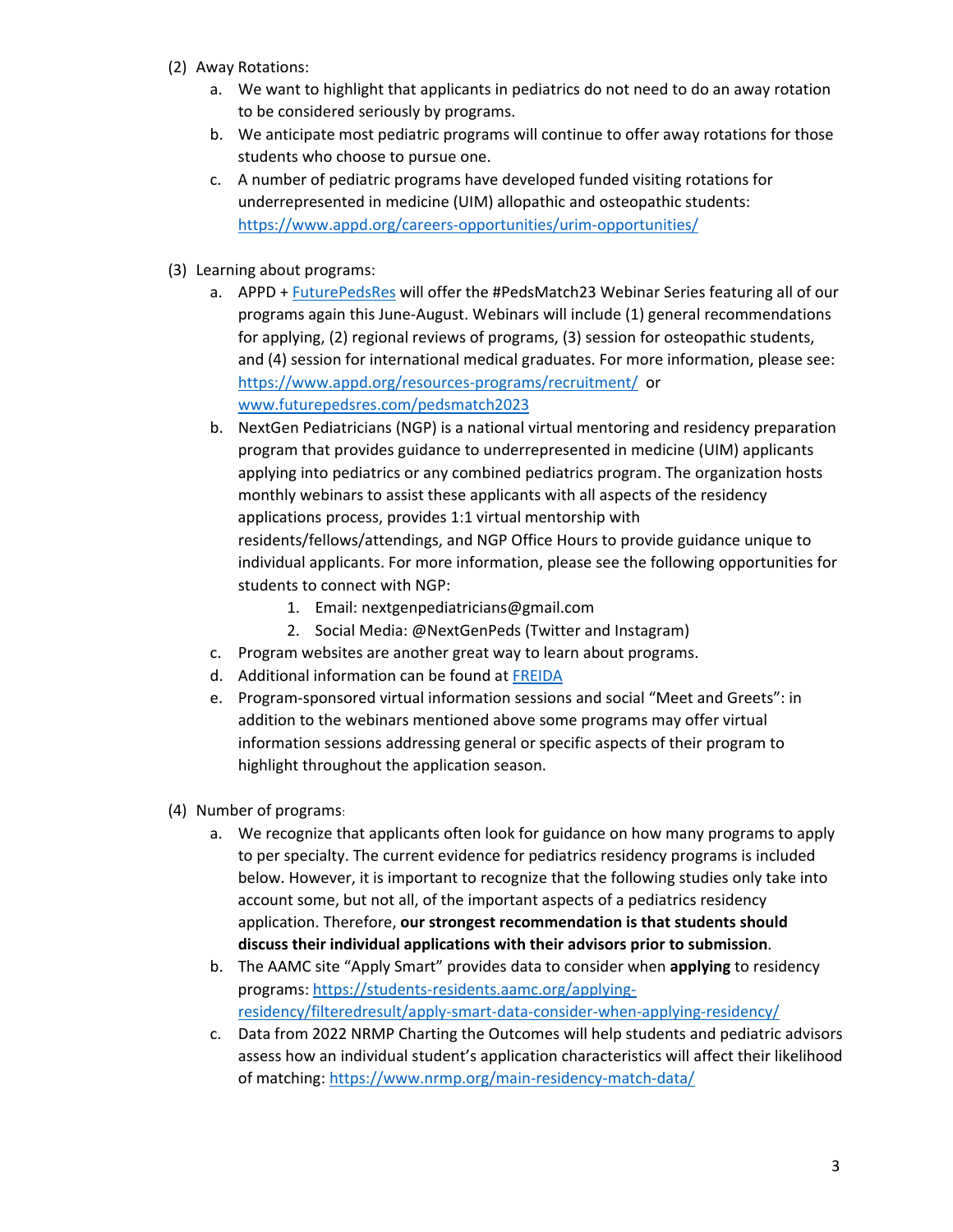(2) Away Rotations:

a. We want to highlight that applicants in pediatrics do not need to do an away rotation to be considered seriously by programs.

b. We anticipate most pediatric programs will continue to offer away rotations for those students who choose to pursue one.

c. A number of pediatric programs have developed funded visiting rotations for underrepresented in medicine (UIM) allopathic and osteopathic students: https://www.appd.org/careers-opportunities/urim-opportunities/

(3) Learning about programs:

a. APPD + FuturePedsRes will offer the #PedsMatch23 Webinar Series featuring all of our programs again this June-August. Webinars will include (1) general recommendations for applying, (2) regional reviews of programs, (3) session for osteopathic students, and (4) session for international medical graduates. For more information, please see: https://www.appd.org/resources-programs/recruitment/ or www.futurepedsres.com/pedsmatch2023

b. NextGen Pediatricians (NGP) is a national virtual mentoring and residency preparation program that provides guidance to underrepresented in medicine (UIM) applicants applying into pediatrics or any combined pediatrics program. The organization hosts monthly webinars to assist these applicants with all aspects of the residency applications process, provides 1:1 virtual mentorship with residents/fellows/attendings, and NGP Office Hours to provide guidance unique to individual applicants. For more information, please see the following opportunities for students to connect with NGP:

   1. Email: nextgenpediatricians@gmail.com
   2. Social Media: @NextGenPeds (Twitter and Instagram)

c. Program websites are another great way to learn about programs.

d. Additional information can be found at FREIDA

e. Program-sponsored virtual information sessions and social "Meet and Greets": in addition to the webinars mentioned above some programs may offer virtual information sessions addressing general or specific aspects of their program to highlight throughout the application season.

(4) Number of programs:

a. We recognize that applicants often look for guidance on how many programs to apply to per specialty. The current evidence for pediatrics residency programs is included below. However, it is important to recognize that the following studies only take into account some, but not all, of the important aspects of a pediatrics residency application. Therefore, **our strongest recommendation is that students should discuss their individual applications with their advisors prior to submission**.

b. The AAMC site "Apply Smart" provides data to consider when **applying** to residency programs: https://students-residents.aamc.org/applying-residency/filteredresult/apply-smart-data-consider-when-applying-residency/

c. Data from 2022 NRMP Charting the Outcomes will help students and pediatric advisors assess how an individual student's application characteristics will affect their likelihood of matching: https://www.nrmp.org/main-residency-match-data/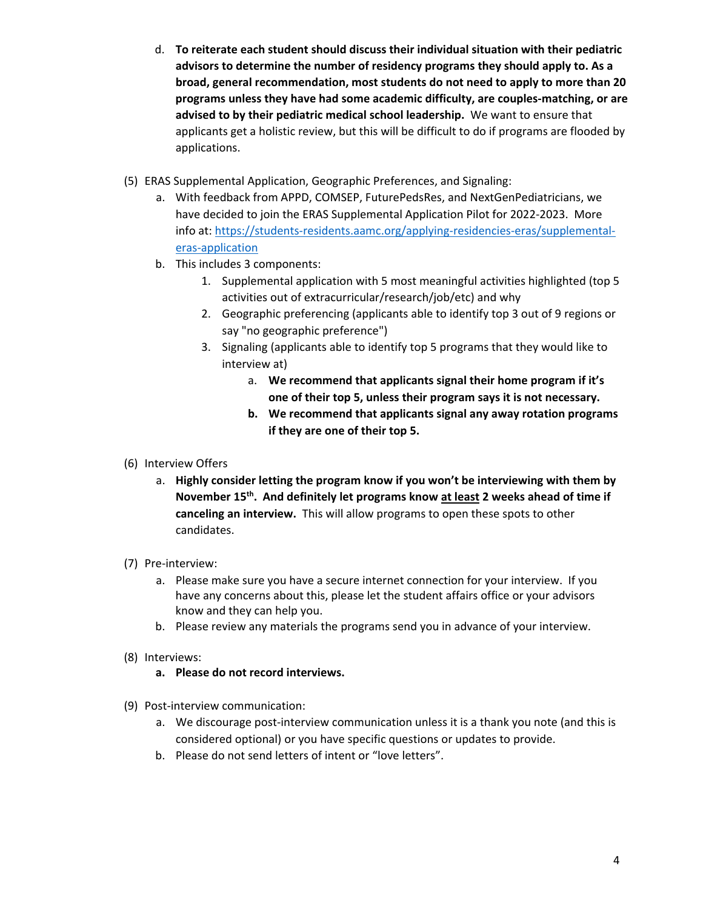d. **To reiterate each student should discuss their individual situation with their pediatric advisors to determine the number of residency programs they should apply to. As a broad, general recommendation, most students do not need to apply to more than 20 programs unless they have had some academic difficulty, are couples-matching, or are advised to by their pediatric medical school leadership.** We want to ensure that applicants get a holistic review, but this will be difficult to do if programs are flooded by applications.

(5) ERAS Supplemental Application, Geographic Preferences, and Signaling:

a. With feedback from APPD, COMSEP, FuturePedsRes, and NextGenPediatricians, we have decided to join the ERAS Supplemental Application Pilot for 2022-2023. More info at: [https://students-residents.aamc.org/applying-residencies-eras/supplemental-eras-application](https://students-residents.aamc.org/applying-residencies-eras/supplemental-eras-application)

b. This includes 3 components:

1. Supplemental application with 5 most meaningful activities highlighted (top 5 activities out of extracurricular/research/job/etc) and why
2. Geographic preferencing (applicants able to identify top 3 out of 9 regions or say "no geographic preference")
3. Signaling (applicants able to identify top 5 programs that they would like to interview at)
   a. **We recommend that applicants signal their home program if it's one of their top 5, unless their program says it is not necessary.**
   **b. We recommend that applicants signal any away rotation programs if they are one of their top 5.**

(6) Interview Offers

a. **Highly consider letting the program know if you won't be interviewing with them by November 15th. And definitely let programs know <u>at least</u> 2 weeks ahead of time if canceling an interview.** This will allow programs to open these spots to other candidates.

(7) Pre-interview:

a. Please make sure you have a secure internet connection for your interview. If you have any concerns about this, please let the student affairs office or your advisors know and they can help you.

b. Please review any materials the programs send you in advance of your interview.

(8) Interviews:

**a. Please do not record interviews.**

(9) Post-interview communication:

a. We discourage post-interview communication unless it is a thank you note (and this is considered optional) or you have specific questions or updates to provide.

b. Please do not send letters of intent or "love letters".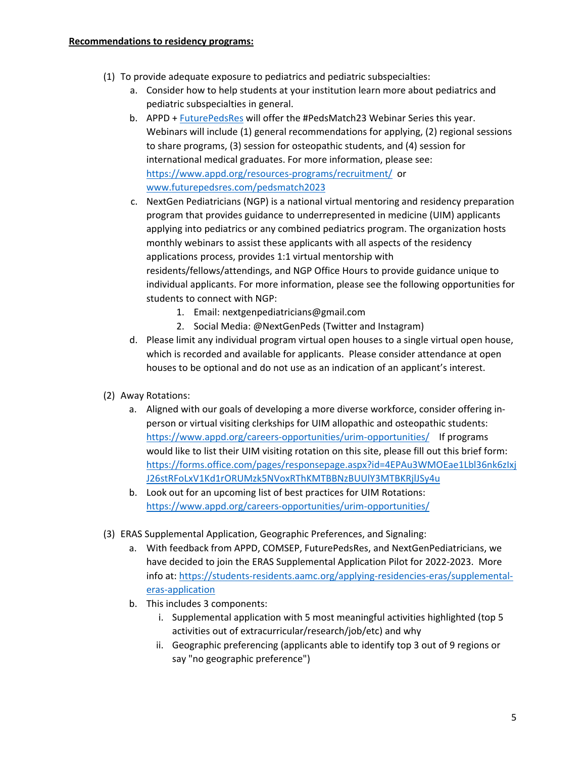**Recommendations to residency programs:**

(1) To provide adequate exposure to pediatrics and pediatric subspecialties:
   a. Consider how to help students at your institution learn more about pediatrics and pediatric subspecialties in general.
   b. APPD + FuturePedsRes will offer the #PedsMatch23 Webinar Series this year. Webinars will include (1) general recommendations for applying, (2) regional sessions to share programs, (3) session for osteopathic students, and (4) session for international medical graduates. For more information, please see: https://www.appd.org/resources-programs/recruitment/ or www.futurepedsres.com/pedsmatch2023
   c. NextGen Pediatricians (NGP) is a national virtual mentoring and residency preparation program that provides guidance to underrepresented in medicine (UIM) applicants applying into pediatrics or any combined pediatrics program. The organization hosts monthly webinars to assist these applicants with all aspects of the residency applications process, provides 1:1 virtual mentorship with residents/fellows/attendings, and NGP Office Hours to provide guidance unique to individual applicants. For more information, please see the following opportunities for students to connect with NGP:
      1. Email: nextgenpediatricians@gmail.com
      2. Social Media: @NextGenPeds (Twitter and Instagram)
   d. Please limit any individual program virtual open houses to a single virtual open house, which is recorded and available for applicants. Please consider attendance at open houses to be optional and do not use as an indication of an applicant's interest.

(2) Away Rotations:
   a. Aligned with our goals of developing a more diverse workforce, consider offering in-person or virtual visiting clerkships for UIM allopathic and osteopathic students: https://www.appd.org/careers-opportunities/urim-opportunities/ If programs would like to list their UIM visiting rotation on this site, please fill out this brief form: https://forms.office.com/pages/responsepage.aspx?id=4EPAu3WMOEae1Lbl36nk6zIxjJ26stRFoLxV1Kd1rORUMzk5NVoxRThKMTBBNzBUUlY3MTBKRjlJSy4u
   b. Look out for an upcoming list of best practices for UIM Rotations: https://www.appd.org/careers-opportunities/urim-opportunities/

(3) ERAS Supplemental Application, Geographic Preferences, and Signaling:
   a. With feedback from APPD, COMSEP, FuturePedsRes, and NextGenPediatricians, we have decided to join the ERAS Supplemental Application Pilot for 2022-2023. More info at: https://students-residents.aamc.org/applying-residencies-eras/supplemental-eras-application
   b. This includes 3 components:
      i. Supplemental application with 5 most meaningful activities highlighted (top 5 activities out of extracurricular/research/job/etc) and why
      ii. Geographic preferencing (applicants able to identify top 3 out of 9 regions or say "no geographic preference")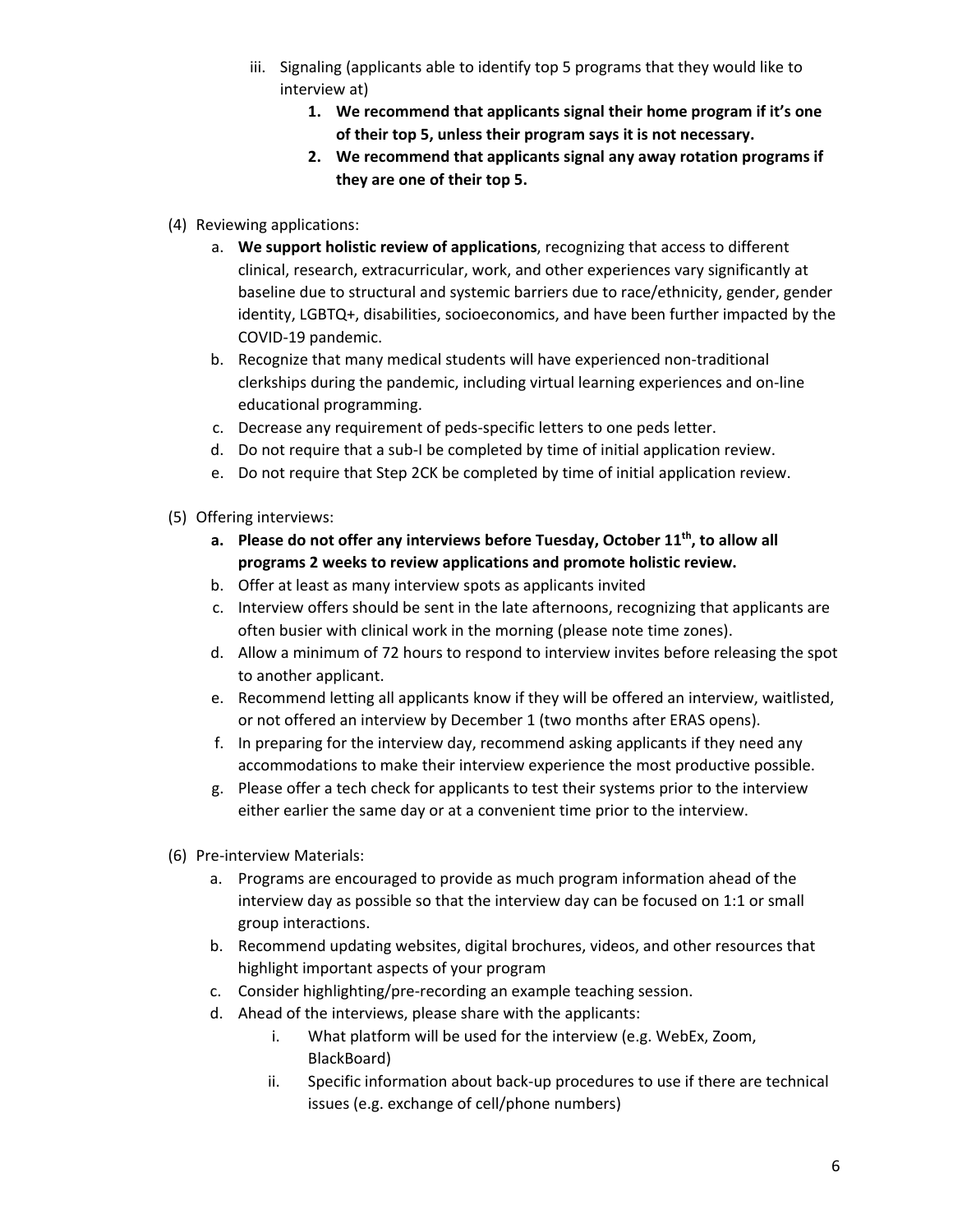iii. Signaling (applicants able to identify top 5 programs that they would like to interview at)
   1. **We recommend that applicants signal their home program if it's one of their top 5, unless their program says it is not necessary.**
   2. **We recommend that applicants signal any away rotation programs if they are one of their top 5.**

(4) Reviewing applications:

a. **We support holistic review of applications**, recognizing that access to different clinical, research, extracurricular, work, and other experiences vary significantly at baseline due to structural and systemic barriers due to race/ethnicity, gender, gender identity, LGBTQ+, disabilities, socioeconomics, and have been further impacted by the COVID-19 pandemic.

b. Recognize that many medical students will have experienced non-traditional clerkships during the pandemic, including virtual learning experiences and on-line educational programming.

c. Decrease any requirement of peds-specific letters to one peds letter.

d. Do not require that a sub-I be completed by time of initial application review.

e. Do not require that Step 2CK be completed by time of initial application review.

(5) Offering interviews:

a. **Please do not offer any interviews before Tuesday, October 11th, to allow all programs 2 weeks to review applications and promote holistic review.**

b. Offer at least as many interview spots as applicants invited

c. Interview offers should be sent in the late afternoons, recognizing that applicants are often busier with clinical work in the morning (please note time zones).

d. Allow a minimum of 72 hours to respond to interview invites before releasing the spot to another applicant.

e. Recommend letting all applicants know if they will be offered an interview, waitlisted, or not offered an interview by December 1 (two months after ERAS opens).

f. In preparing for the interview day, recommend asking applicants if they need any accommodations to make their interview experience the most productive possible.

g. Please offer a tech check for applicants to test their systems prior to the interview either earlier the same day or at a convenient time prior to the interview.

(6) Pre-interview Materials:

a. Programs are encouraged to provide as much program information ahead of the interview day as possible so that the interview day can be focused on 1:1 or small group interactions.

b. Recommend updating websites, digital brochures, videos, and other resources that highlight important aspects of your program

c. Consider highlighting/pre-recording an example teaching session.

d. Ahead of the interviews, please share with the applicants:
   i. What platform will be used for the interview (e.g. WebEx, Zoom, BlackBoard)
   ii. Specific information about back-up procedures to use if there are technical issues (e.g. exchange of cell/phone numbers)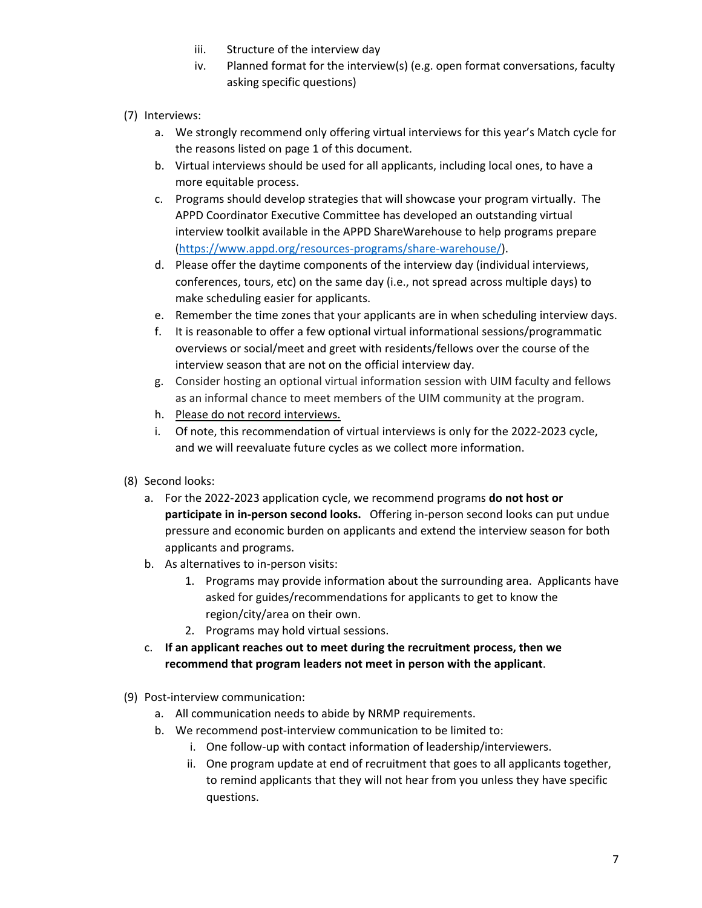iii. Structure of the interview day
iv. Planned format for the interview(s) (e.g. open format conversations, faculty asking specific questions)

(7) Interviews:

a. We strongly recommend only offering virtual interviews for this year's Match cycle for the reasons listed on page 1 of this document.
b. Virtual interviews should be used for all applicants, including local ones, to have a more equitable process.
c. Programs should develop strategies that will showcase your program virtually. The APPD Coordinator Executive Committee has developed an outstanding virtual interview toolkit available in the APPD ShareWarehouse to help programs prepare (https://www.appd.org/resources-programs/share-warehouse/).
d. Please offer the daytime components of the interview day (individual interviews, conferences, tours, etc) on the same day (i.e., not spread across multiple days) to make scheduling easier for applicants.
e. Remember the time zones that your applicants are in when scheduling interview days.
f. It is reasonable to offer a few optional virtual informational sessions/programmatic overviews or social/meet and greet with residents/fellows over the course of the interview season that are not on the official interview day.
g. Consider hosting an optional virtual information session with UIM faculty and fellows as an informal chance to meet members of the UIM community at the program.
h. <u>Please do not record interviews.</u>
i. Of note, this recommendation of virtual interviews is only for the 2022-2023 cycle, and we will reevaluate future cycles as we collect more information.

(8) Second looks:

a. For the 2022-2023 application cycle, we recommend programs **do not host or participate in in-person second looks.** Offering in-person second looks can put undue pressure and economic burden on applicants and extend the interview season for both applicants and programs.
b. As alternatives to in-person visits:
   1. Programs may provide information about the surrounding area. Applicants have asked for guides/recommendations for applicants to get to know the region/city/area on their own.
   2. Programs may hold virtual sessions.
c. **If an applicant reaches out to meet during the recruitment process, then we recommend that program leaders not meet in person with the applicant**.

(9) Post-interview communication:

a. All communication needs to abide by NRMP requirements.
b. We recommend post-interview communication to be limited to:
   i. One follow-up with contact information of leadership/interviewers.
   ii. One program update at end of recruitment that goes to all applicants together, to remind applicants that they will not hear from you unless they have specific questions.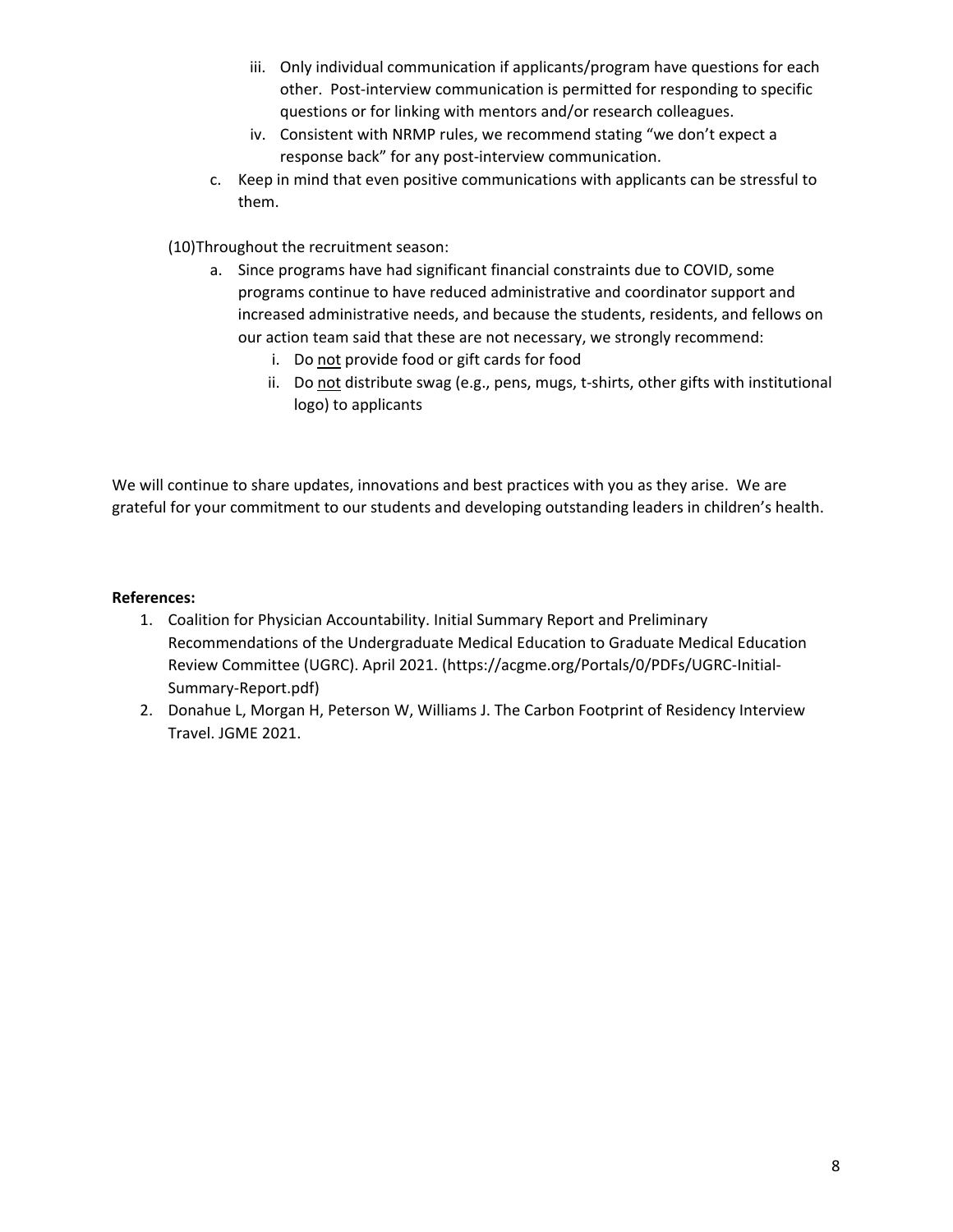iii. Only individual communication if applicants/program have questions for each other. Post-interview communication is permitted for responding to specific questions or for linking with mentors and/or research colleagues.
   iv. Consistent with NRMP rules, we recommend stating "we don't expect a response back" for any post-interview communication.

c. Keep in mind that even positive communications with applicants can be stressful to them.

(10) Throughout the recruitment season:

a. Since programs have had significant financial constraints due to COVID, some programs continue to have reduced administrative and coordinator support and increased administrative needs, and because the students, residents, and fellows on our action team said that these are not necessary, we strongly recommend:
   i. Do <u>not</u> provide food or gift cards for food
   ii. Do <u>not</u> distribute swag (e.g., pens, mugs, t-shirts, other gifts with institutional logo) to applicants

We will continue to share updates, innovations and best practices with you as they arise. We are grateful for your commitment to our students and developing outstanding leaders in children's health.

**References:**

1. Coalition for Physician Accountability. Initial Summary Report and Preliminary Recommendations of the Undergraduate Medical Education to Graduate Medical Education Review Committee (UGRC). April 2021. (https://acgme.org/Portals/0/PDFs/UGRC-Initial-Summary-Report.pdf)
2. Donahue L, Morgan H, Peterson W, Williams J. The Carbon Footprint of Residency Interview Travel. JGME 2021.